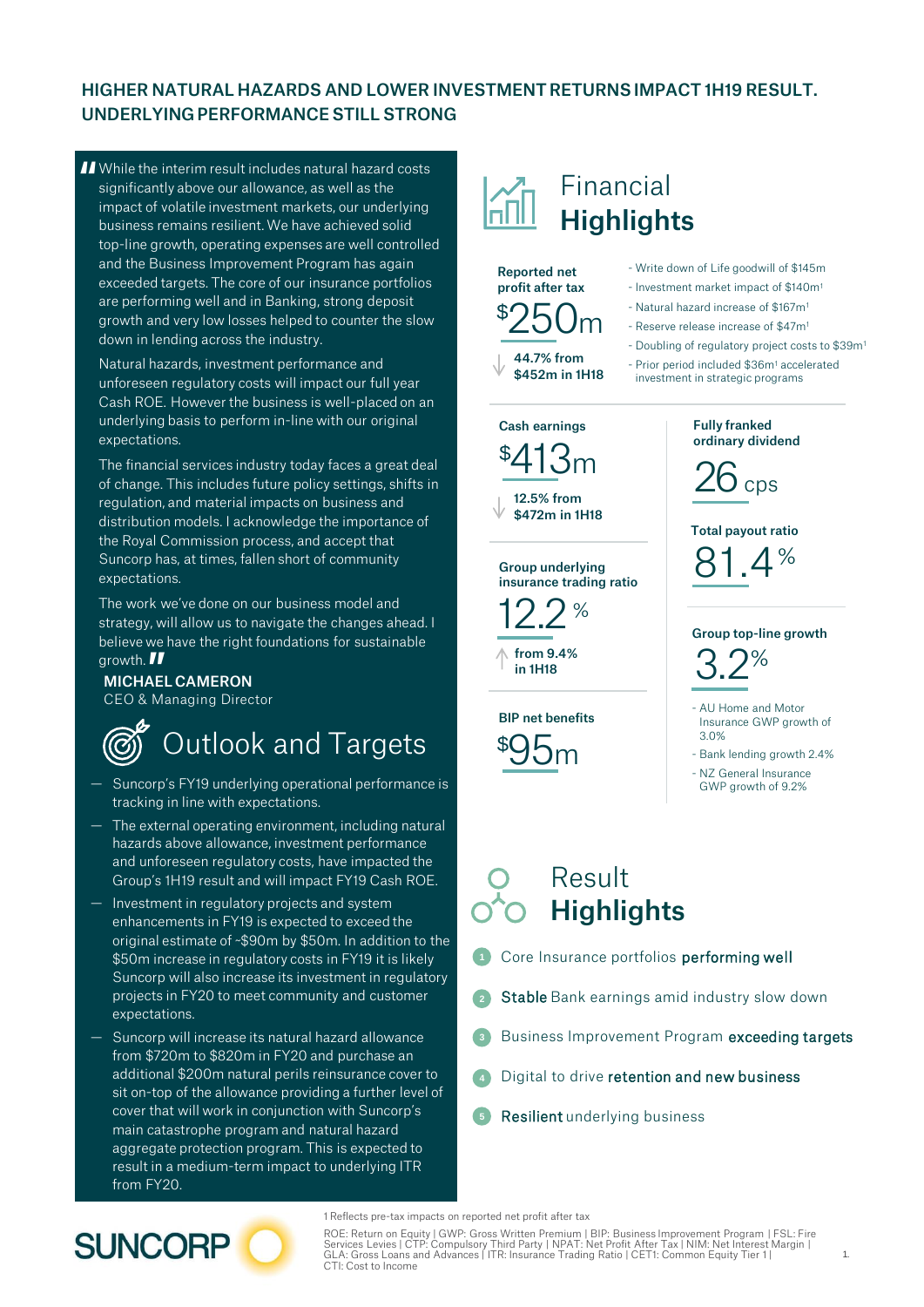# HIGHER NATURAL HAZARDS AND LOWER INVESTMENT RETURNS IMPACT 1H19 RESULT. UNDERLYING PERFORMANCE STILL STRONG

"While the interim result includes natural hazard costs significantly above our allowance, as well as the impact of volatile investment markets, our underlying business remains resilient. We have achieved solid top-line growth, operating expenses are well controlled and the Business Improvement Program has again exceeded targets. The core of our insurance portfolios are performing well and in Banking, strong deposit growth and very low losses helped to counter the slow down in lending across the industry.

Natural hazards, investment performance and unforeseen regulatory costs will impact our full year Cash ROE. However the business is well-placed on an underlying basis to perform in-line with our original expectations.

The financial services industry today faces a great deal of change. This includes future policy settings, shifts in regulation, and material impacts on business and distribution models. I acknowledge the importance of the Royal Commission process, and accept that Suncorp has, at times, fallen short of community expectations.

The work we've done on our business model and strategy, will allow us to navigate the changes ahead. I believe we have the right foundations for sustainable growth."

**MICHAEL CAMERON**
CEO & Managing Director

## Outlook and Targets

- Suncorp's FY19 underlying operational performance is tracking in line with expectations.
- The external operating environment, including natural hazards above allowance, investment performance and unforeseen regulatory costs, have impacted the Group's 1H19 result and will impact FY19 Cash ROE.
- Investment in regulatory projects and system enhancements in FY19 is expected to exceed the original estimate of ~$90m by $50m. In addition to the $50m increase in regulatory costs in FY19 it is likely Suncorp will also increase its investment in regulatory projects in FY20 to meet community and customer expectations.
- Suncorp will increase its natural hazard allowance from $720m to $820m in FY20 and purchase an additional $200m natural perils reinsurance cover to sit on-top of the allowance providing a further level of cover that will work in conjunction with Suncorp's main catastrophe program and natural hazard aggregate protection program. This is expected to result in a medium-term impact to underlying ITR from FY20.

## Financial Highlights

**Reported net profit after tax**

**$250m**

↓ 44.7% from $452m in 1H18

- Write down of Life goodwill of $145m
- Investment market impact of $140m[1]
- Natural hazard increase of $167m[1]
- Reserve release increase of $47m[1]
- Doubling of regulatory project costs to $39m[1]
- Prior period included $36m[1] accelerated investment in strategic programs

**Cash earnings**

**$413m**

↓ 12.5% from $472m in 1H18

**Group underlying insurance trading ratio**

**12.2%**

↑ from 9.4% in 1H18

**BIP net benefits**

**$95m**

**Fully franked ordinary dividend**

**26 cps**

**Total payout ratio**

**81.4%**

**Group top-line growth**

**3.2%**

- AU Home and Motor Insurance GWP growth of 3.0%
- Bank lending growth 2.4%
- NZ General Insurance GWP growth of 9.2%

## Result Highlights

1. Core Insurance portfolios **performing well**
2. **Stable** Bank earnings amid industry slow down
3. Business Improvement Program **exceeding targets**
4. Digital to drive **retention and new business**
5. **Resilient** underlying business

1 Reflects pre-tax impacts on reported net profit after tax

ROE: Return on Equity | GWP: Gross Written Premium | BIP: Business Improvement Program | FSL: Fire Services Levies | CTP: Compulsory Third Party | NPAT: Net Profit After Tax | NIM: Net Interest Margin | GLA: Gross Loans and Advances | ITR: Insurance Trading Ratio | CET1: Common Equity Tier 1 | CTI: Cost to Income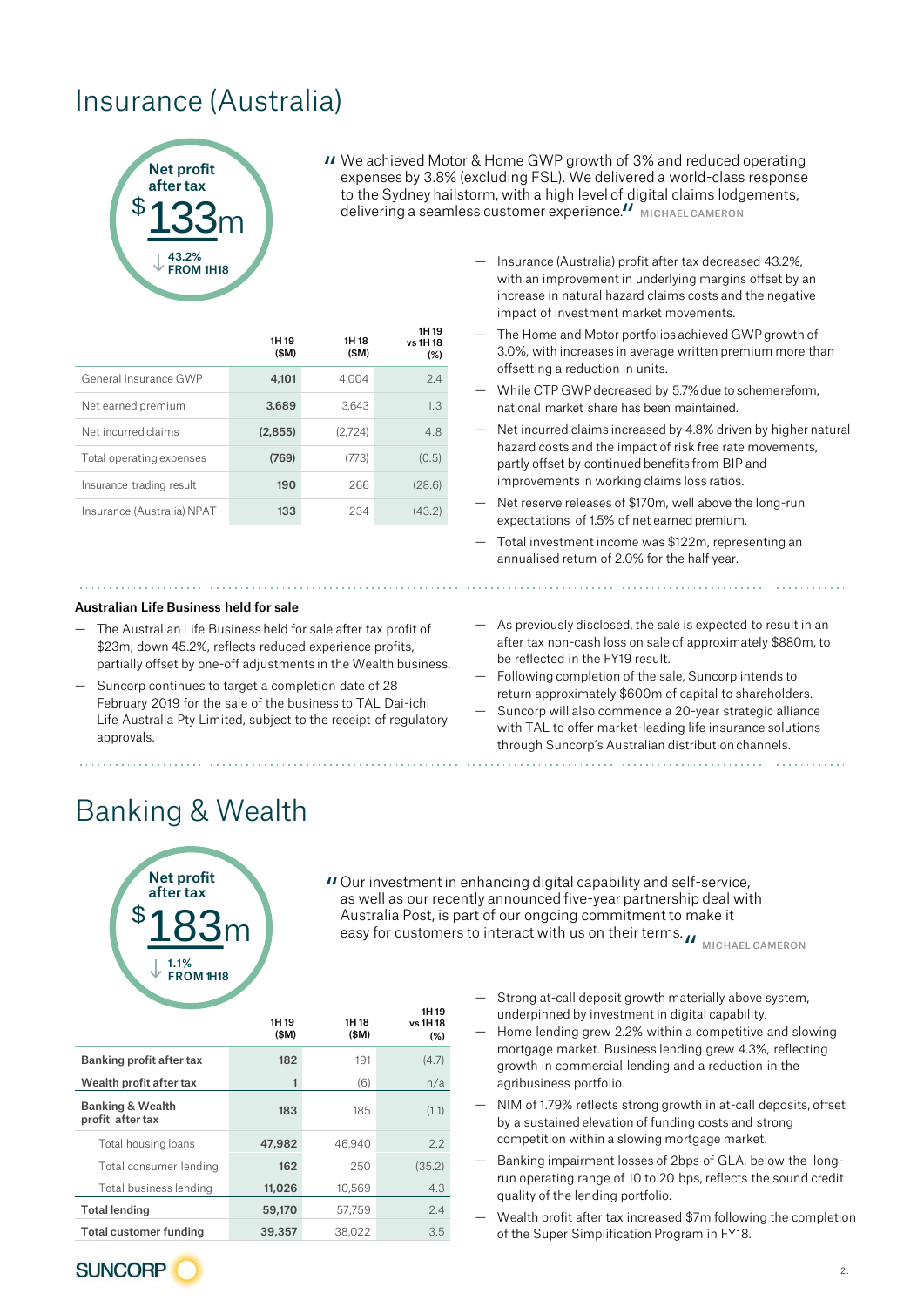# Insurance (Australia)

**Net profit after tax**

**$133m**

↓ 43.2% FROM 1H18

" We achieved Motor & Home GWP growth of 3% and reduced operating expenses by 3.8% (excluding FSL). We delivered a world-class response to the Sydney hailstorm, with a high level of digital claims lodgements, delivering a seamless customer experience." MICHAEL CAMERON

| | 1H19 ($M) | 1H18 ($M) | 1H19 vs 1H18 (%) |
|---|---|---|---|
| General Insurance GWP | 4,101 | 4,004 | 2.4 |
| Net earned premium | 3,689 | 3,643 | 1.3 |
| Net incurred claims | (2,855) | (2,724) | 4.8 |
| Total operating expenses | (769) | (773) | (0.5) |
| Insurance trading result | 190 | 266 | (28.6) |
| Insurance (Australia) NPAT | 133 | 234 | (43.2) |

- Insurance (Australia) profit after tax decreased 43.2%, with an improvement in underlying margins offset by an increase in natural hazard claims costs and the negative impact of investment market movements.
- The Home and Motor portfolios achieved GWP growth of 3.0%, with increases in average written premium more than offsetting a reduction in units.
- While CTP GWP decreased by 5.7% due to scheme reform, national market share has been maintained.
- Net incurred claims increased by 4.8% driven by higher natural hazard costs and the impact of risk free rate movements, partly offset by continued benefits from BIP and improvements in working claims loss ratios.
- Net reserve releases of $170m, well above the long-run expectations of 1.5% of net earned premium.
- Total investment income was $122m, representing an annualised return of 2.0% for the half year.

### Australian Life Business held for sale

- The Australian Life Business held for sale after tax profit of $23m, down 45.2%, reflects reduced experience profits, partially offset by one-off adjustments in the Wealth business.
- Suncorp continues to target a completion date of 28 February 2019 for the sale of the business to TAL Dai-ichi Life Australia Pty Limited, subject to the receipt of regulatory approvals.
- As previously disclosed, the sale is expected to result in an after tax non-cash loss on sale of approximately $880m, to be reflected in the FY19 result.
- Following completion of the sale, Suncorp intends to return approximately $600m of capital to shareholders.
- Suncorp will also commence a 20-year strategic alliance with TAL to offer market-leading life insurance solutions through Suncorp's Australian distribution channels.

# Banking & Wealth

**Net profit after tax**

**$183m**

↓ 1.1% FROM 1H18

" Our investment in enhancing digital capability and self-service, as well as our recently announced five-year partnership deal with Australia Post, is part of our ongoing commitment to make it easy for customers to interact with us on their terms." MICHAEL CAMERON

| | 1H19 ($M) | 1H18 ($M) | 1H19 vs 1H18 (%) |
|---|---|---|---|
| **Banking profit after tax** | 182 | 191 | (4.7) |
| **Wealth profit after tax** | 1 | (6) | n/a |
| **Banking & Wealth profit after tax** | 183 | 185 | (1.1) |
| Total housing loans | 47,982 | 46,940 | 2.2 |
| Total consumer lending | 162 | 250 | (35.2) |
| Total business lending | 11,026 | 10,569 | 4.3 |
| **Total lending** | 59,170 | 57,759 | 2.4 |
| **Total customer funding** | 39,357 | 38,022 | 3.5 |

- Strong at-call deposit growth materially above system, underpinned by investment in digital capability.
- Home lending grew 2.2% within a competitive and slowing mortgage market. Business lending grew 4.3%, reflecting growth in commercial lending and a reduction in the agribusiness portfolio.
- NIM of 1.79% reflects strong growth in at-call deposits, offset by a sustained elevation of funding costs and strong competition within a slowing mortgage market.
- Banking impairment losses of 2bps of GLA, below the long-run operating range of 10 to 20 bps, reflects the sound credit quality of the lending portfolio.
- Wealth profit after tax increased $7m following the completion of the Super Simplification Program in FY18.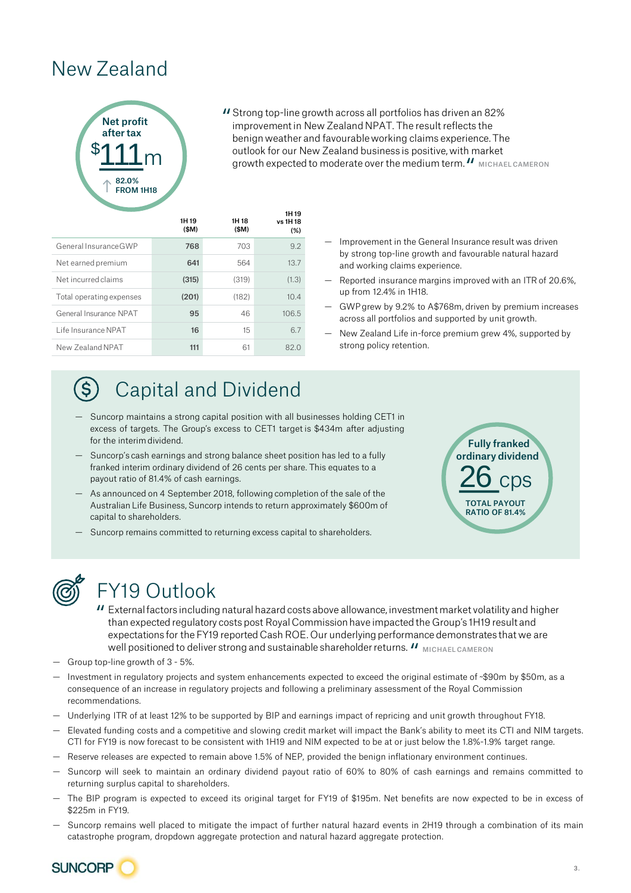# New Zealand

**Net profit after tax**
**$111m**
↑ 82.0% FROM 1H18

"Strong top-line growth across all portfolios has driven an 82% improvement in New Zealand NPAT. The result reflects the benign weather and favourable working claims experience. The outlook for our New Zealand business is positive, with market growth expected to moderate over the medium term." MICHAEL CAMERON

| | 1H19 ($M) | 1H18 ($M) | 1H19 vs 1H18 (%) |
|---|---|---|---|
| General Insurance GWP | 768 | 703 | 9.2 |
| Net earned premium | 641 | 564 | 13.7 |
| Net incurred claims | (315) | (319) | (1.3) |
| Total operating expenses | (201) | (182) | 10.4 |
| General Insurance NPAT | 95 | 46 | 106.5 |
| Life Insurance NPAT | 16 | 15 | 6.7 |
| New Zealand NPAT | 111 | 61 | 82.0 |

- Improvement in the General Insurance result was driven by strong top-line growth and favourable natural hazard and working claims experience.
- Reported insurance margins improved with an ITR of 20.6%, up from 12.4% in 1H18.
- GWP grew by 9.2% to A$768m, driven by premium increases across all portfolios and supported by unit growth.
- New Zealand Life in-force premium grew 4%, supported by strong policy retention.

## Capital and Dividend

- Suncorp maintains a strong capital position with all businesses holding CET1 in excess of targets. The Group's excess to CET1 target is $434m after adjusting for the interim dividend.
- Suncorp's cash earnings and strong balance sheet position has led to a fully franked interim ordinary dividend of 26 cents per share. This equates to a payout ratio of 81.4% of cash earnings.
- As announced on 4 September 2018, following completion of the sale of the Australian Life Business, Suncorp intends to return approximately $600m of capital to shareholders.
- Suncorp remains committed to returning excess capital to shareholders.

**Fully franked ordinary dividend**
**26 cps**
TOTAL PAYOUT RATIO OF 81.4%

## FY19 Outlook

"External factors including natural hazard costs above allowance, investment market volatility and higher than expected regulatory costs post Royal Commission have impacted the Group's 1H19 result and expectations for the FY19 reported Cash ROE. Our underlying performance demonstrates that we are well positioned to deliver strong and sustainable shareholder returns." MICHAEL CAMERON

- Group top-line growth of 3 - 5%.
- Investment in regulatory projects and system enhancements expected to exceed the original estimate of ~$90m by $50m, as a consequence of an increase in regulatory projects and following a preliminary assessment of the Royal Commission recommendations.
- Underlying ITR of at least 12% to be supported by BIP and earnings impact of repricing and unit growth throughout FY18.
- Elevated funding costs and a competitive and slowing credit market will impact the Bank's ability to meet its CTI and NIM targets. CTI for FY19 is now forecast to be consistent with 1H19 and NIM expected to be at or just below the 1.8%-1.9% target range.
- Reserve releases are expected to remain above 1.5% of NEP, provided the benign inflationary environment continues.
- Suncorp will seek to maintain an ordinary dividend payout ratio of 60% to 80% of cash earnings and remains committed to returning surplus capital to shareholders.
- The BIP program is expected to exceed its original target for FY19 of $195m. Net benefits are now expected to be in excess of $225m in FY19.
- Suncorp remains well placed to mitigate the impact of further natural hazard events in 2H19 through a combination of its main catastrophe program, dropdown aggregate protection and natural hazard aggregate protection.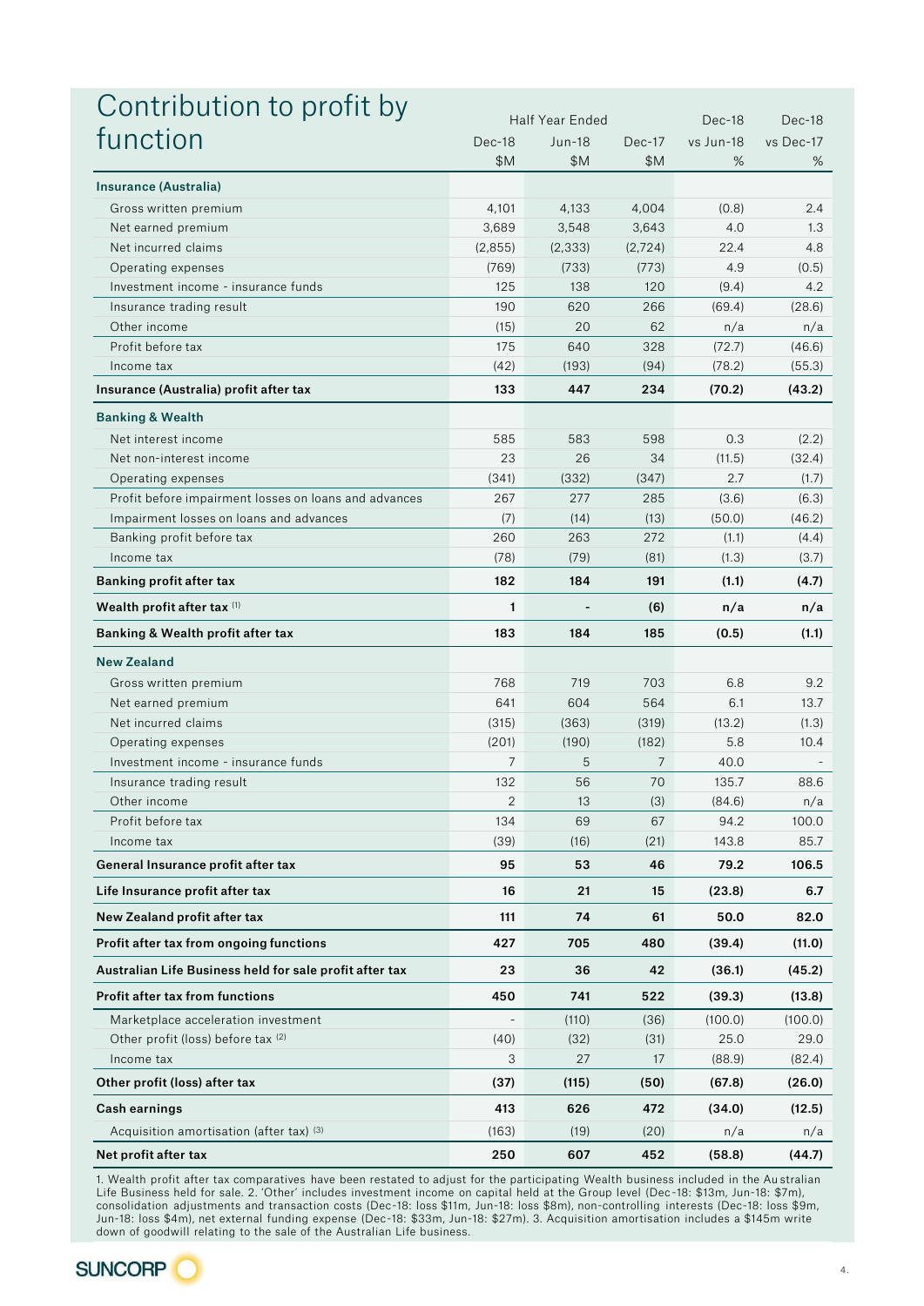# Contribution to profit by function

| | Half Year Ended | | | Dec-18 | Dec-18 |
|---|---|---|---|---|---|
| | Dec-18 | Jun-18 | Dec-17 | vs Jun-18 | vs Dec-17 |
| | $M | $M | $M | % | % |
| **Insurance (Australia)** | | | | | |
| Gross written premium | 4,101 | 4,133 | 4,004 | (0.8) | 2.4 |
| Net earned premium | 3,689 | 3,548 | 3,643 | 4.0 | 1.3 |
| Net incurred claims | (2,855) | (2,333) | (2,724) | 22.4 | 4.8 |
| Operating expenses | (769) | (733) | (773) | 4.9 | (0.5) |
| Investment income - insurance funds | 125 | 138 | 120 | (9.4) | 4.2 |
| Insurance trading result | 190 | 620 | 266 | (69.4) | (28.6) |
| Other income | (15) | 20 | 62 | n/a | n/a |
| Profit before tax | 175 | 640 | 328 | (72.7) | (46.6) |
| Income tax | (42) | (193) | (94) | (78.2) | (55.3) |
| **Insurance (Australia) profit after tax** | **133** | **447** | **234** | **(70.2)** | **(43.2)** |
| **Banking & Wealth** | | | | | |
| Net interest income | 585 | 583 | 598 | 0.3 | (2.2) |
| Net non-interest income | 23 | 26 | 34 | (11.5) | (32.4) |
| Operating expenses | (341) | (332) | (347) | 2.7 | (1.7) |
| Profit before impairment losses on loans and advances | 267 | 277 | 285 | (3.6) | (6.3) |
| Impairment losses on loans and advances | (7) | (14) | (13) | (50.0) | (46.2) |
| Banking profit before tax | 260 | 263 | 272 | (1.1) | (4.4) |
| Income tax | (78) | (79) | (81) | (1.3) | (3.7) |
| **Banking profit after tax** | **182** | **184** | **191** | **(1.1)** | **(4.7)** |
| **Wealth profit after tax** [1] | **1** | **-** | **(6)** | **n/a** | **n/a** |
| **Banking & Wealth profit after tax** | **183** | **184** | **185** | **(0.5)** | **(1.1)** |
| **New Zealand** | | | | | |
| Gross written premium | 768 | 719 | 703 | 6.8 | 9.2 |
| Net earned premium | 641 | 604 | 564 | 6.1 | 13.7 |
| Net incurred claims | (315) | (363) | (319) | (13.2) | (1.3) |
| Operating expenses | (201) | (190) | (182) | 5.8 | 10.4 |
| Investment income - insurance funds | 7 | 5 | 7 | 40.0 | - |
| Insurance trading result | 132 | 56 | 70 | 135.7 | 88.6 |
| Other income | 2 | 13 | (3) | (84.6) | n/a |
| Profit before tax | 134 | 69 | 67 | 94.2 | 100.0 |
| Income tax | (39) | (16) | (21) | 143.8 | 85.7 |
| **General Insurance profit after tax** | **95** | **53** | **46** | **79.2** | **106.5** |
| **Life Insurance profit after tax** | **16** | **21** | **15** | **(23.8)** | **6.7** |
| **New Zealand profit after tax** | **111** | **74** | **61** | **50.0** | **82.0** |
| **Profit after tax from ongoing functions** | **427** | **705** | **480** | **(39.4)** | **(11.0)** |
| **Australian Life Business held for sale profit after tax** | **23** | **36** | **42** | **(36.1)** | **(45.2)** |
| **Profit after tax from functions** | **450** | **741** | **522** | **(39.3)** | **(13.8)** |
| Marketplace acceleration investment | - | (110) | (36) | (100.0) | (100.0) |
| Other profit (loss) before tax [2] | (40) | (32) | (31) | 25.0 | 29.0 |
| Income tax | 3 | 27 | 17 | (88.9) | (82.4) |
| **Other profit (loss) after tax** | **(37)** | **(115)** | **(50)** | **(67.8)** | **(26.0)** |
| **Cash earnings** | **413** | **626** | **472** | **(34.0)** | **(12.5)** |
| Acquisition amortisation (after tax) [3] | (163) | (19) | (20) | n/a | n/a |
| **Net profit after tax** | **250** | **607** | **452** | **(58.8)** | **(44.7)** |

1. Wealth profit after tax comparatives have been restated to adjust for the participating Wealth business included in the Australian Life Business held for sale. 2. 'Other' includes investment income on capital held at the Group level (Dec-18: $13m, Jun-18: $7m), consolidation adjustments and transaction costs (Dec-18: loss $11m, Jun-18: loss $8m), non-controlling interests (Dec-18: loss $9m, Jun-18: loss $4m), net external funding expense (Dec-18: $33m, Jun-18: $27m). 3. Acquisition amortisation includes a $145m write down of goodwill relating to the sale of the Australian Life business.